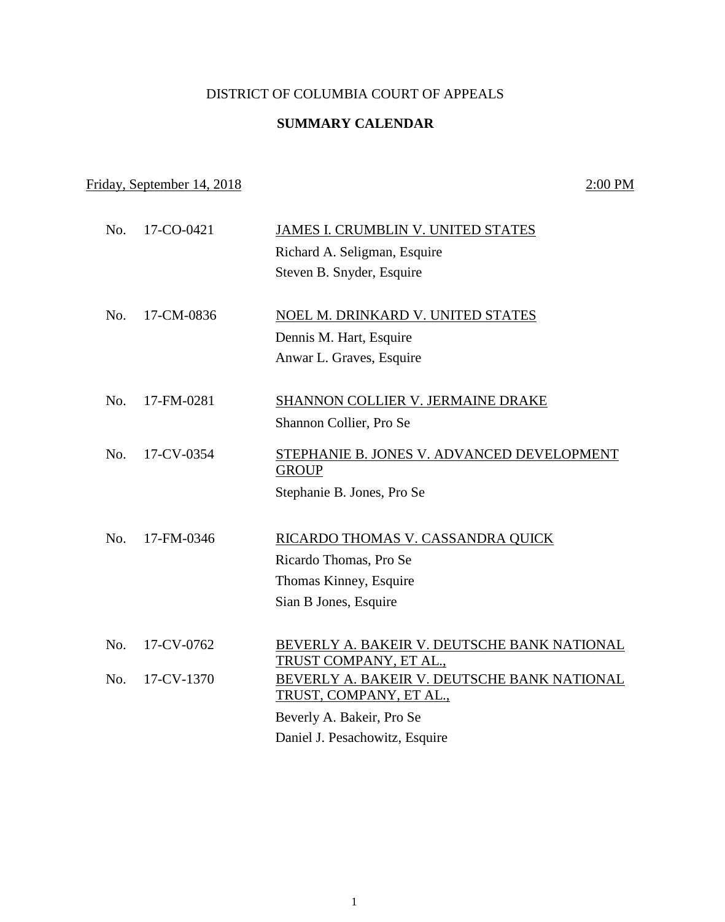DISTRICT OF COLUMBIA COURT OF APPEALS

**SUMMARY CALENDAR**

Friday, September 14, 2018 2:00 PM

No. 17-CO-0421 JAMES I. CRUMBLIN V. UNITED STATES
Richard A. Seligman, Esquire
Steven B. Snyder, Esquire

No. 17-CM-0836 NOEL M. DRINKARD V. UNITED STATES
Dennis M. Hart, Esquire
Anwar L. Graves, Esquire

No. 17-FM-0281 SHANNON COLLIER V. JERMAINE DRAKE
Shannon Collier, Pro Se

No. 17-CV-0354 STEPHANIE B. JONES V. ADVANCED DEVELOPMENT GROUP
Stephanie B. Jones, Pro Se

No. 17-FM-0346 RICARDO THOMAS V. CASSANDRA QUICK
Ricardo Thomas, Pro Se
Thomas Kinney, Esquire
Sian B Jones, Esquire

No. 17-CV-0762 BEVERLY A. BAKEIR V. DEUTSCHE BANK NATIONAL TRUST COMPANY, ET AL.,
No. 17-CV-1370 BEVERLY A. BAKEIR V. DEUTSCHE BANK NATIONAL TRUST, COMPANY, ET AL.,
Beverly A. Bakeir, Pro Se
Daniel J. Pesachowitz, Esquire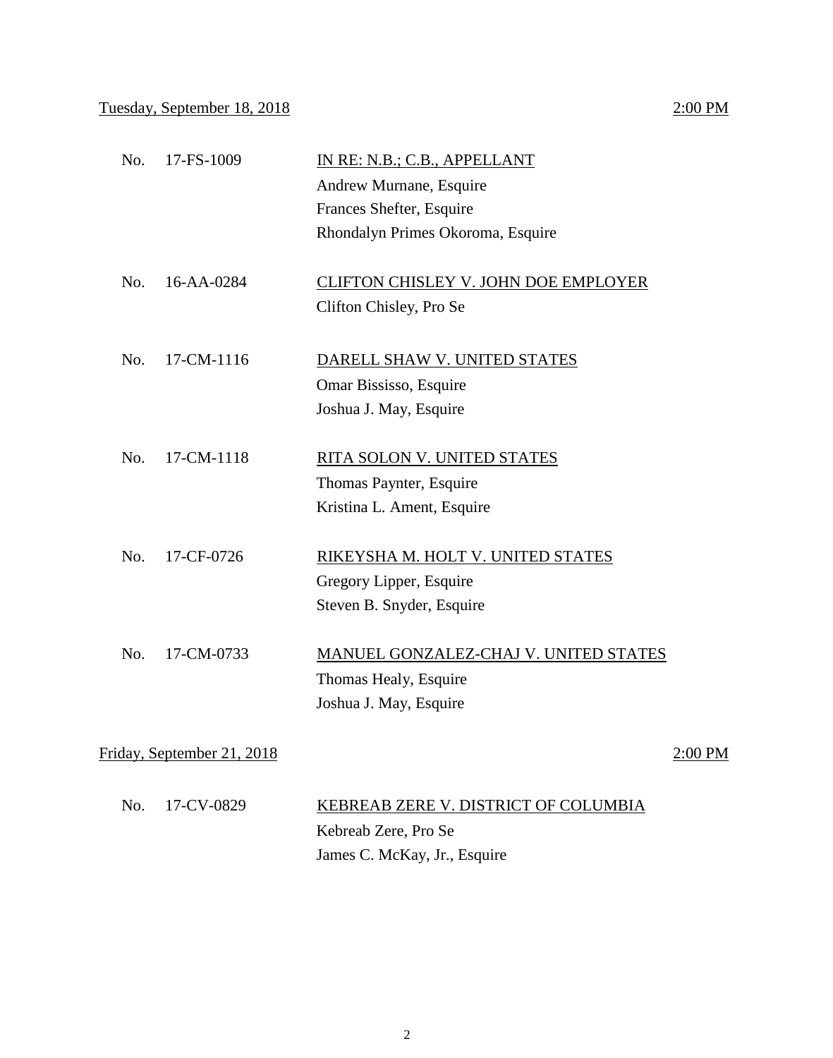<u>Tuesday, September 18, 2018</u> <u>2:00 PM</u>

No. 17-FS-1009 <u>IN RE: N.B.; C.B., APPELLANT</u>
Andrew Murnane, Esquire
Frances Shefter, Esquire
Rhondalyn Primes Okoroma, Esquire

No. 16-AA-0284 <u>CLIFTON CHISLEY V. JOHN DOE EMPLOYER</u>
Clifton Chisley, Pro Se

No. 17-CM-1116 <u>DARELL SHAW V. UNITED STATES</u>
Omar Bississo, Esquire
Joshua J. May, Esquire

No. 17-CM-1118 <u>RITA SOLON V. UNITED STATES</u>
Thomas Paynter, Esquire
Kristina L. Ament, Esquire

No. 17-CF-0726 <u>RIKEYSHA M. HOLT V. UNITED STATES</u>
Gregory Lipper, Esquire
Steven B. Snyder, Esquire

No. 17-CM-0733 <u>MANUEL GONZALEZ-CHAJ V. UNITED STATES</u>
Thomas Healy, Esquire
Joshua J. May, Esquire

<u>Friday, September 21, 2018</u> <u>2:00 PM</u>

No. 17-CV-0829 <u>KEBREAB ZERE V. DISTRICT OF COLUMBIA</u>
Kebreab Zere, Pro Se
James C. McKay, Jr., Esquire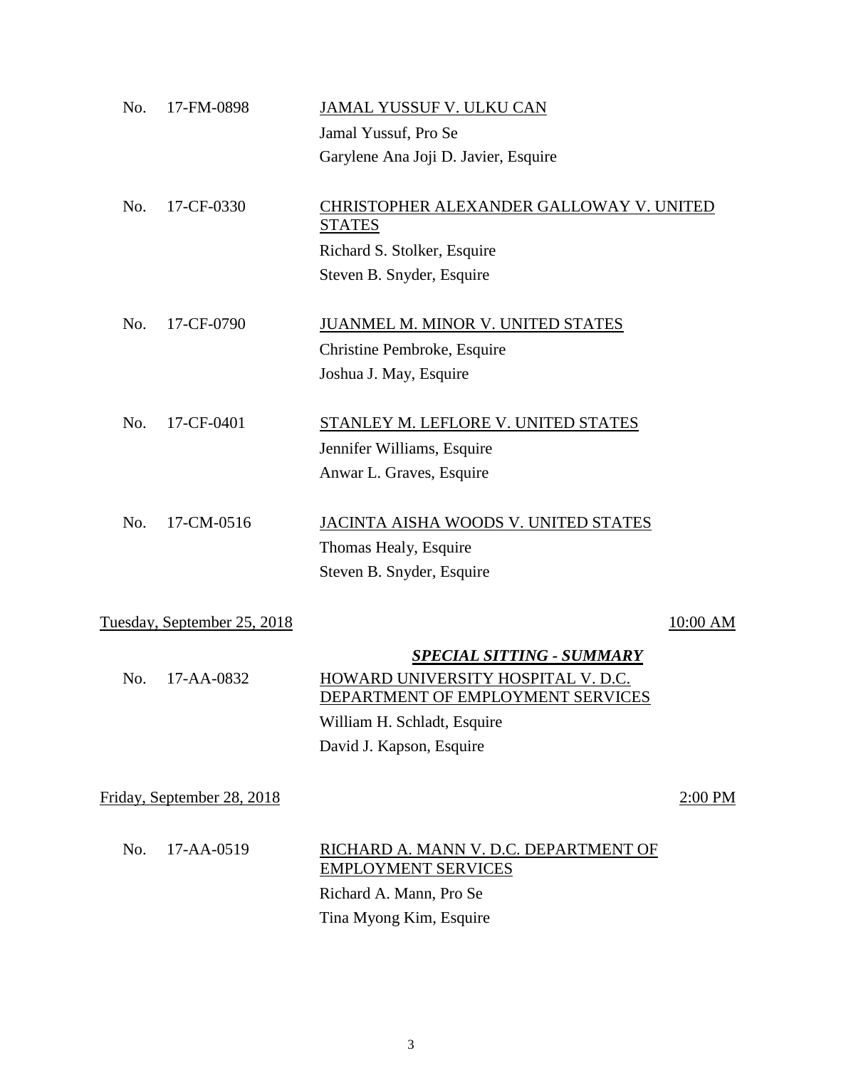No. 17-FM-0898 — <u>JAMAL YUSSUF V. ULKU CAN</u>
Jamal Yussuf, Pro Se
Garylene Ana Joji D. Javier, Esquire

No. 17-CF-0330 — <u>CHRISTOPHER ALEXANDER GALLOWAY V. UNITED STATES</u>
Richard S. Stolker, Esquire
Steven B. Snyder, Esquire

No. 17-CF-0790 — <u>JUANMEL M. MINOR V. UNITED STATES</u>
Christine Pembroke, Esquire
Joshua J. May, Esquire

No. 17-CF-0401 — <u>STANLEY M. LEFLORE V. UNITED STATES</u>
Jennifer Williams, Esquire
Anwar L. Graves, Esquire

No. 17-CM-0516 — <u>JACINTA AISHA WOODS V. UNITED STATES</u>
Thomas Healy, Esquire
Steven B. Snyder, Esquire

<u>Tuesday, September 25, 2018</u> — <u>10:00 AM</u>

***SPECIAL SITTING - SUMMARY***

No. 17-AA-0832 — <u>HOWARD UNIVERSITY HOSPITAL V. D.C. DEPARTMENT OF EMPLOYMENT SERVICES</u>
William H. Schladt, Esquire
David J. Kapson, Esquire

<u>Friday, September 28, 2018</u> — <u>2:00 PM</u>

No. 17-AA-0519 — <u>RICHARD A. MANN V. D.C. DEPARTMENT OF EMPLOYMENT SERVICES</u>
Richard A. Mann, Pro Se
Tina Myong Kim, Esquire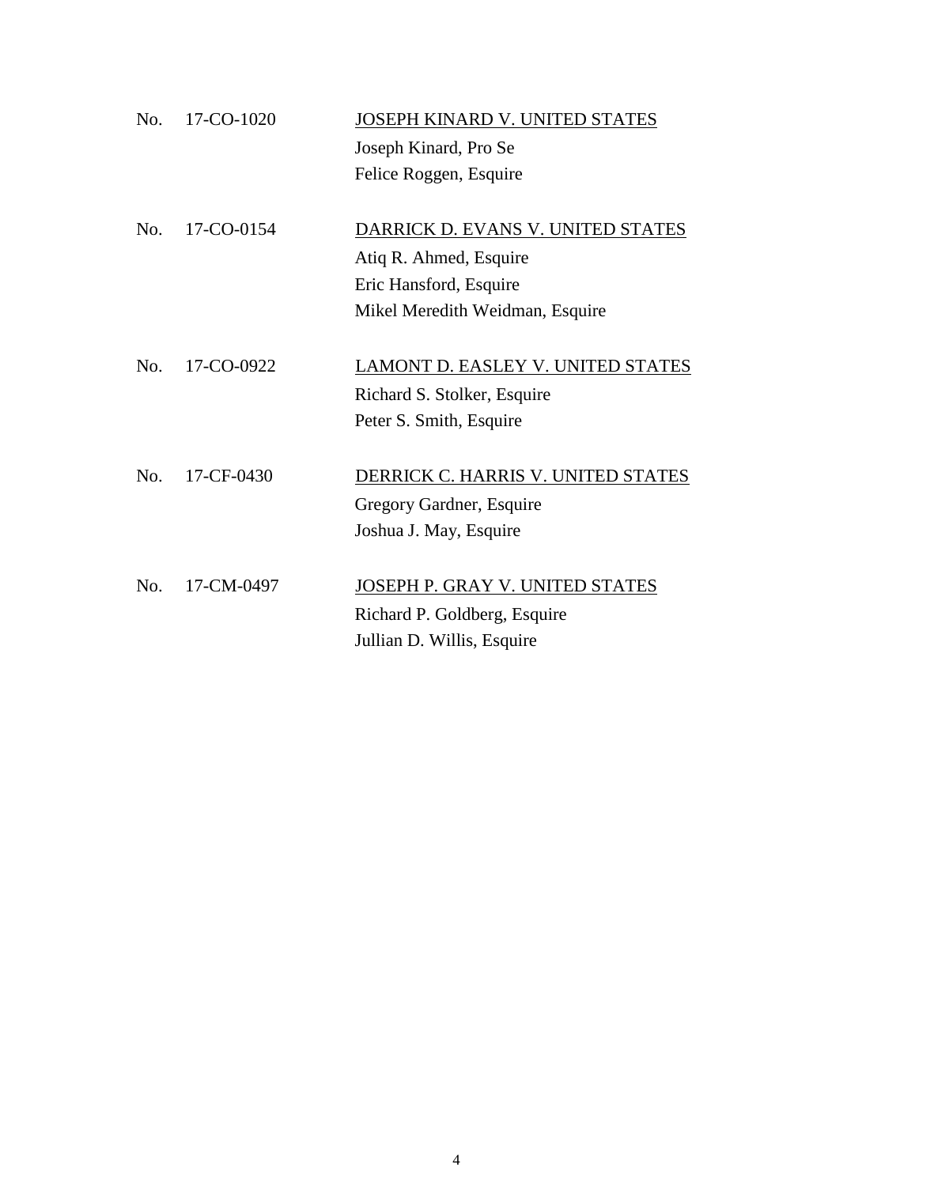No. 17-CO-1020 <u>JOSEPH KINARD V. UNITED STATES</u>

Joseph Kinard, Pro Se
Felice Roggen, Esquire

No. 17-CO-0154 <u>DARRICK D. EVANS V. UNITED STATES</u>

Atiq R. Ahmed, Esquire
Eric Hansford, Esquire
Mikel Meredith Weidman, Esquire

No. 17-CO-0922 <u>LAMONT D. EASLEY V. UNITED STATES</u>

Richard S. Stolker, Esquire
Peter S. Smith, Esquire

No. 17-CF-0430 <u>DERRICK C. HARRIS V. UNITED STATES</u>

Gregory Gardner, Esquire
Joshua J. May, Esquire

No. 17-CM-0497 <u>JOSEPH P. GRAY V. UNITED STATES</u>

Richard P. Goldberg, Esquire
Jullian D. Willis, Esquire